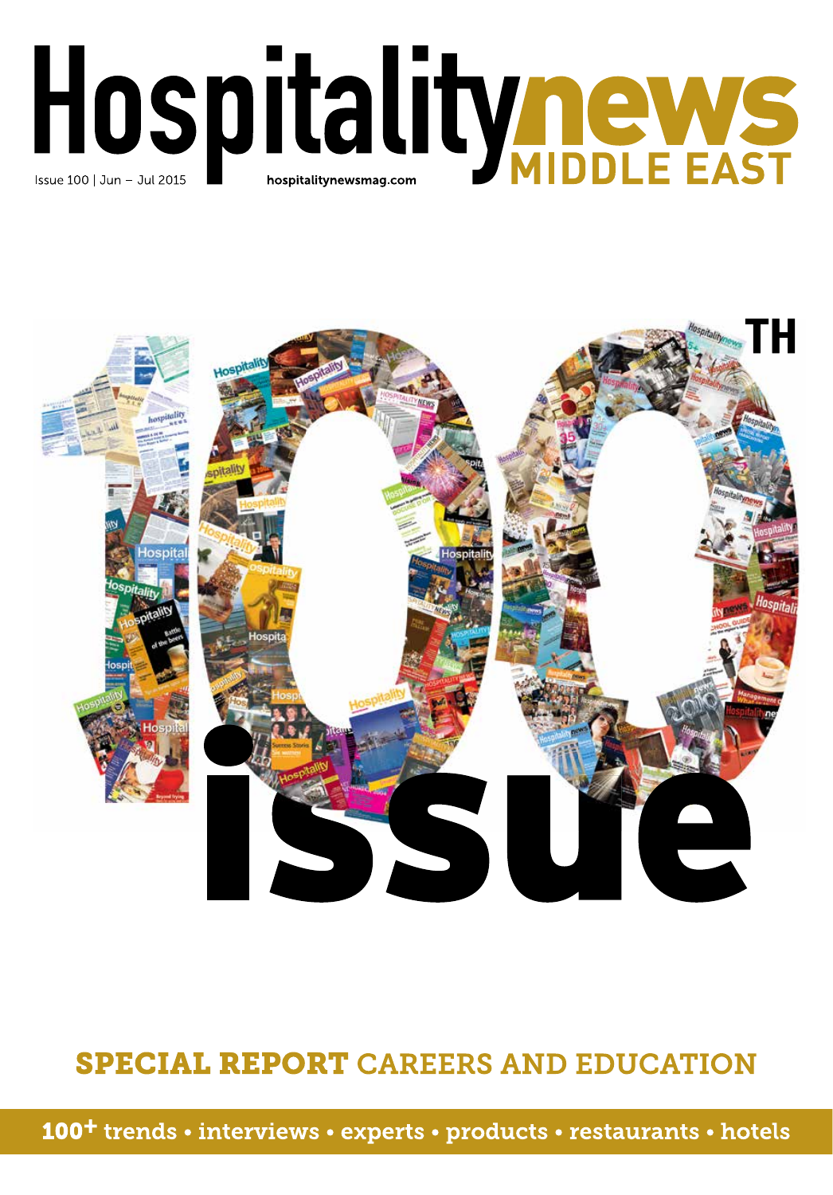# Hospitalitynews MIDDLE EAST

Issue 100 | Jun – Jul 2015

hospitalitynewsmag.com

## 100TH issue

## SPECIAL REPORT CAREERS AND EDUCATION

**100+ trends • interviews • experts • products • restaurants • hotels**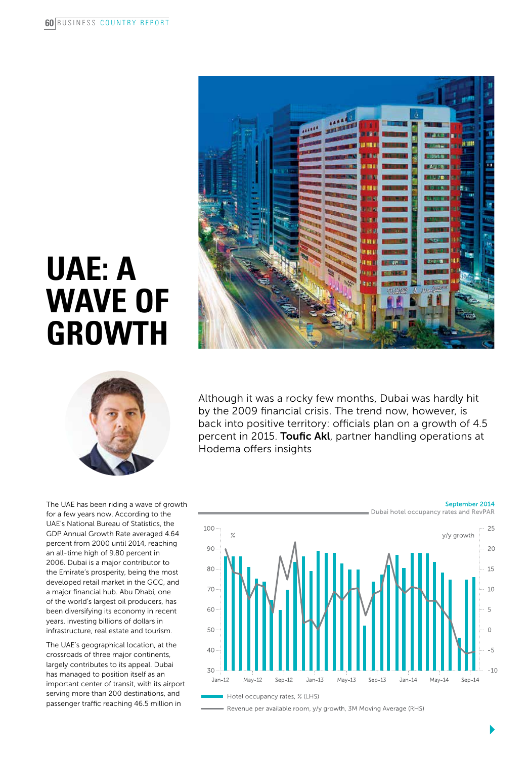# UAE: A WAVE OF GROWTH

Although it was a rocky few months, Dubai was hardly hit by the 2009 financial crisis. The trend now, however, is back into positive territory: officials plan on a growth of 4.5 percent in 2015. **Toufic Akl**, partner handling operations at Hodema offers insights

The UAE has been riding a wave of growth for a few years now. According to the UAE's National Bureau of Statistics, the GDP Annual Growth Rate averaged 4.64 percent from 2000 until 2014, reaching an all-time high of 9.80 percent in 2006. Dubai is a major contributor to the Emirate's prosperity, being the most developed retail market in the GCC, and a major financial hub. Abu Dhabi, one of the world's largest oil producers, has been diversifying its economy in recent years, investing billions of dollars in infrastructure, real estate and tourism.

The UAE's geographical location, at the crossroads of three major continents, largely contributes to its appeal. Dubai has managed to position itself as an important center of transit, with its airport serving more than 200 destinations, and passenger traffic reaching 46.5 million in

September 2014
Dubai hotel occupancy rates and RevPAR

Hotel occupancy rates, % (LHS)
Revenue per available room, y/y growth, 3M Moving Average (RHS)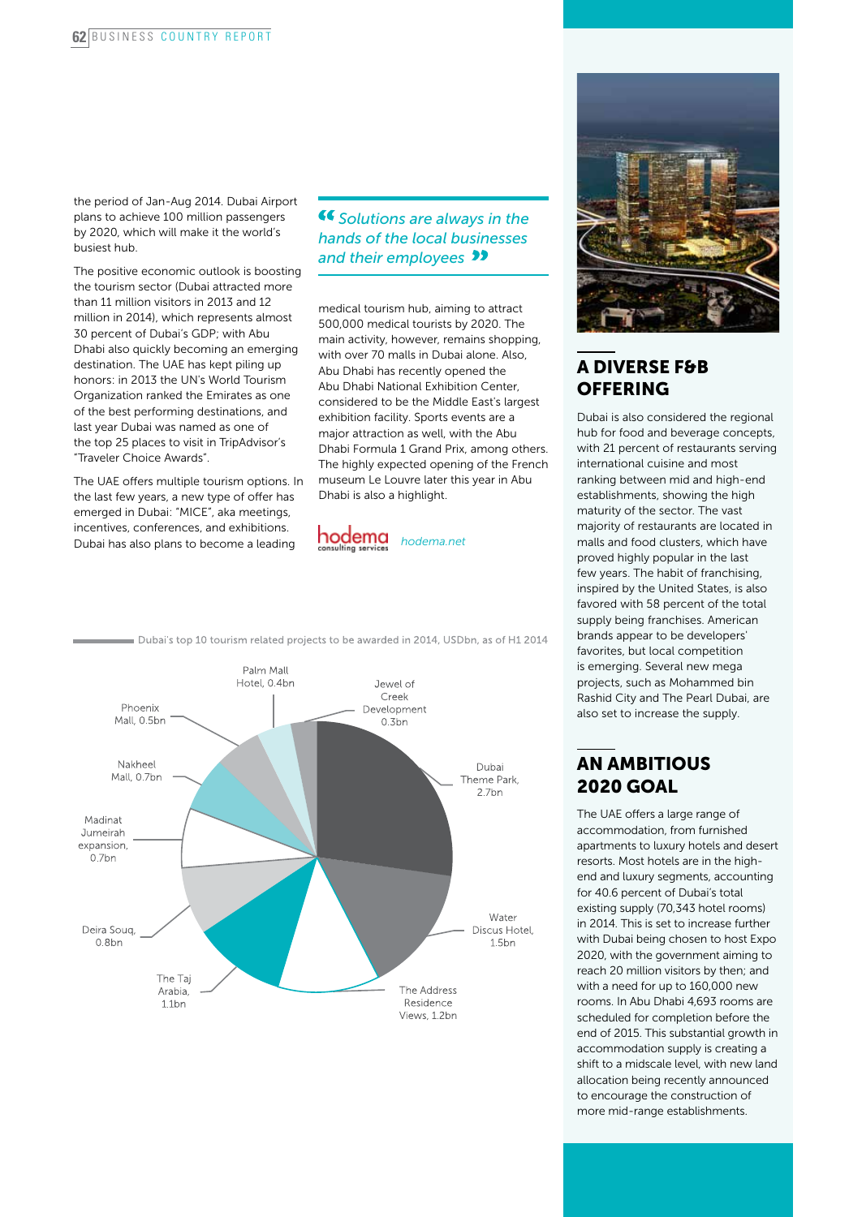the period of Jan-Aug 2014. Dubai Airport plans to achieve 100 million passengers by 2020, which will make it the world's busiest hub.

The positive economic outlook is boosting the tourism sector (Dubai attracted more than 11 million visitors in 2013 and 12 million in 2014), which represents almost 30 percent of Dubai's GDP; with Abu Dhabi also quickly becoming an emerging destination. The UAE has kept piling up honors: in 2013 the UN's World Tourism Organization ranked the Emirates as one of the best performing destinations, and last year Dubai was named as one of the top 25 places to visit in TripAdvisor's "Traveler Choice Awards".

The UAE offers multiple tourism options. In the last few years, a new type of offer has emerged in Dubai: "MICE", aka meetings, incentives, conferences, and exhibitions. Dubai has also plans to become a leading medical tourism hub, aiming to attract 500,000 medical tourists by 2020. The main activity, however, remains shopping, with over 70 malls in Dubai alone. Also, Abu Dhabi has recently opened the Abu Dhabi National Exhibition Center, considered to be the Middle East's largest exhibition facility. Sports events are a major attraction as well, with the Abu Dhabi Formula 1 Grand Prix, among others. The highly expected opening of the French museum Le Louvre later this year in Abu Dhabi is also a highlight.

> *"Solutions are always in the hands of the local businesses and their employees"*

hodema consulting services — *hodema.net*

Dubai's top 10 tourism related projects to be awarded in 2014, USDbn, as of H1 2014

Dubai Theme Park, 2.7bn
Water Discus Hotel, 1.5bn
The Address Residence Views, 1.2bn
The Taj Arabia, 1.1bn
Deira Souq, 0.8bn
Madinat Jumeirah expansion, 0.7bn
Nakheel Mall, 0.7bn
Phoenix Mall, 0.5bn
Palm Mall Hotel, 0.4bn
Jewel of Creek Development 0.3bn

## A DIVERSE F&B OFFERING

Dubai is also considered the regional hub for food and beverage concepts, with 21 percent of restaurants serving international cuisine and most ranking between mid and high-end establishments, showing the high maturity of the sector. The vast majority of restaurants are located in malls and food clusters, which have proved highly popular in the last few years. The habit of franchising, inspired by the United States, is also favored with 58 percent of the total supply being franchises. American brands appear to be developers' favorites, but local competition is emerging. Several new mega projects, such as Mohammed bin Rashid City and The Pearl Dubai, are also set to increase the supply.

## AN AMBITIOUS 2020 GOAL

The UAE offers a large range of accommodation, from furnished apartments to luxury hotels and desert resorts. Most hotels are in the high-end and luxury segments, accounting for 40.6 percent of Dubai's total existing supply (70,343 hotel rooms) in 2014. This is set to increase further with Dubai being chosen to host Expo 2020, with the government aiming to reach 20 million visitors by then; and with a need for up to 160,000 new rooms. In Abu Dhabi 4,693 rooms are scheduled for completion before the end of 2015. This substantial growth in accommodation supply is creating a shift to a midscale level, with new land allocation being recently announced to encourage the construction of more mid-range establishments.